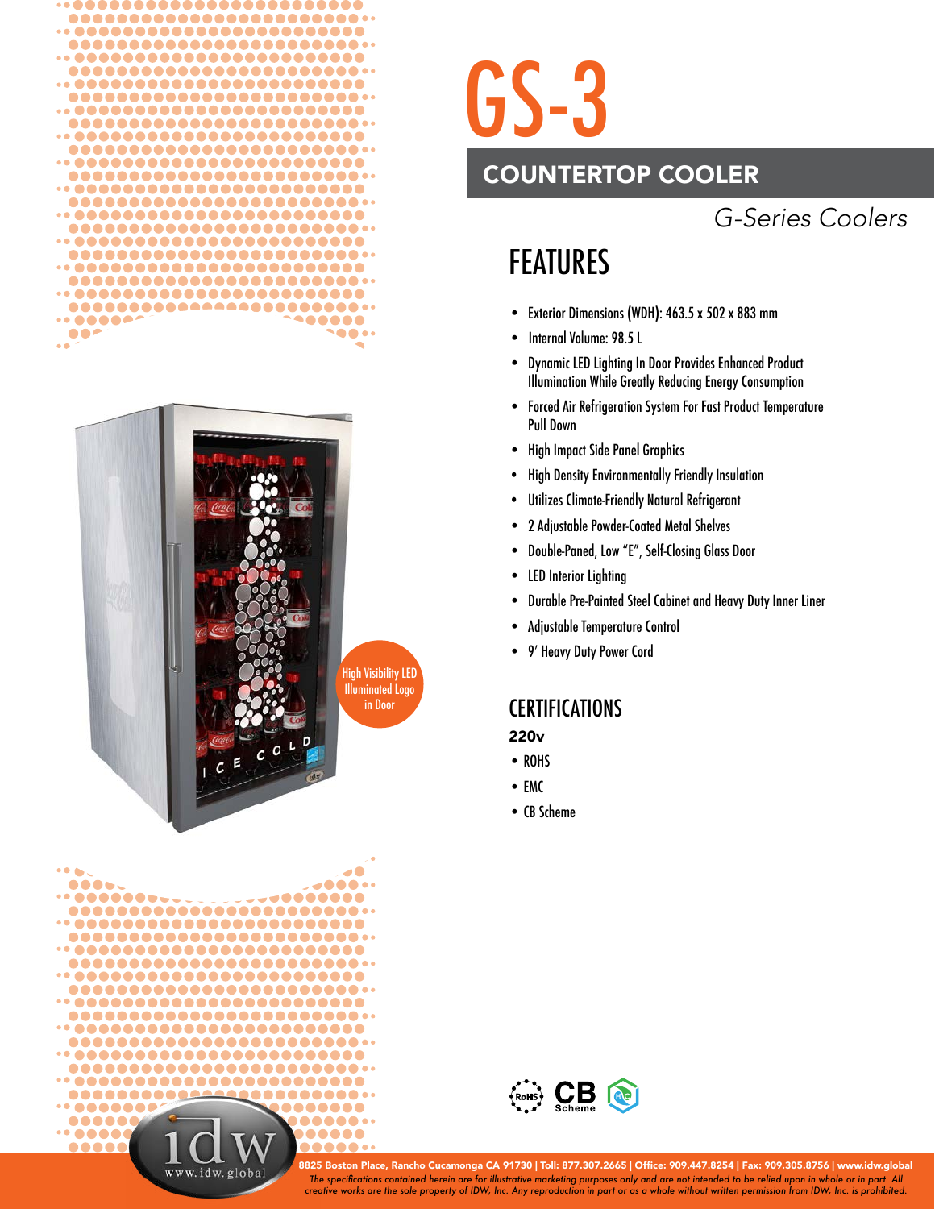# GS-3

## COUNTERTOP COOLER

*G-Series Coolers*

High Visibility LED Illuminated Logo in Door

## FEATURES

- Exterior Dimensions (WDH): 463.5 x 502 x 883 mm
- Internal Volume: 98.5 L
- Dynamic LED Lighting In Door Provides Enhanced Product Illumination While Greatly Reducing Energy Consumption
- Forced Air Refrigeration System For Fast Product Temperature Pull Down
- High Impact Side Panel Graphics
- High Density Environmentally Friendly Insulation
- Utilizes Climate-Friendly Natural Refrigerant
- 2 Adjustable Powder-Coated Metal Shelves
- Double-Paned, Low "E", Self-Closing Glass Door
- LED Interior Lighting
- Durable Pre-Painted Steel Cabinet and Heavy Duty Inner Liner
- Adjustable Temperature Control
- 9' Heavy Duty Power Cord

## CERTIFICATIONS

**220v**

- ROHS
- EMC
- CB Scheme

8825 Boston Place, Rancho Cucamonga CA 91730 | Toll: 877.307.2665 | Office: 909.447.8254 | Fax: 909.305.8756 | www.idw.global

*The specifications contained herein are for illustrative marketing purposes only and are not intended to be relied upon in whole or in part. All creative works are the sole property of IDW, Inc. Any reproduction in part or as a whole without written permission from IDW, Inc. is prohibited.*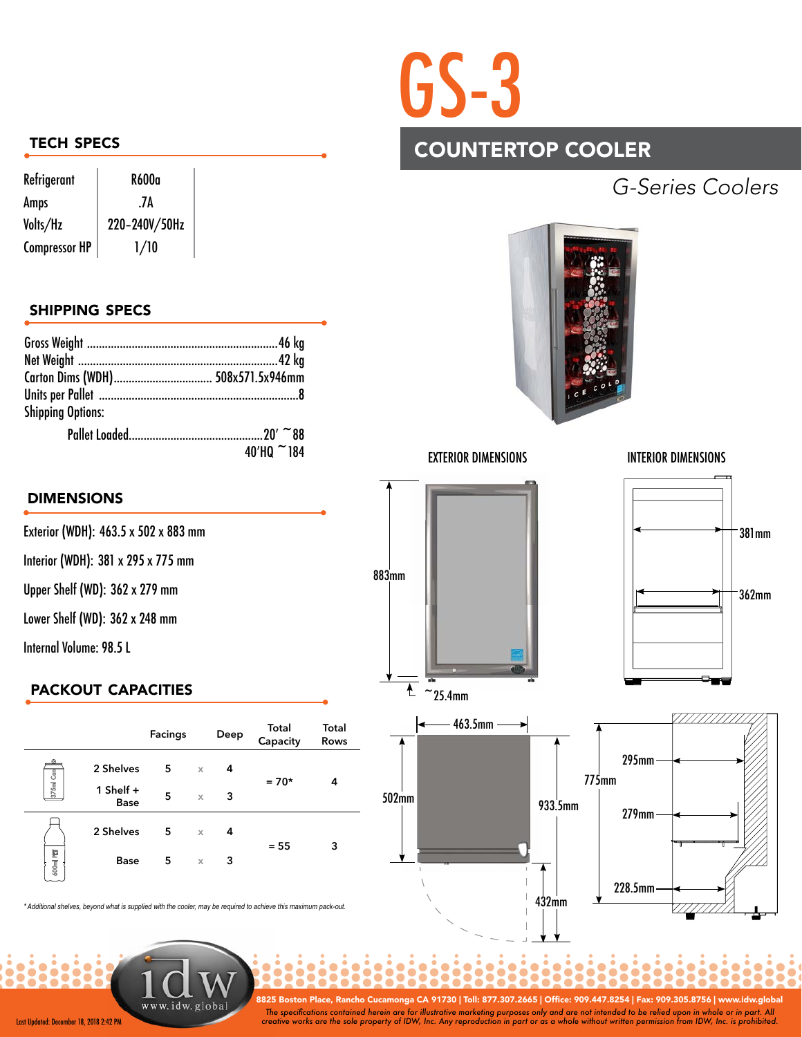# GS-3

## COUNTERTOP COOLER

*G-Series Coolers*

## TECH SPECS

| | |
|---|---|
| Refrigerant | R600a |
| Amps | .7A |
| Volts/Hz | 220-240V/50Hz |
| Compressor HP | 1/10 |

## SHIPPING SPECS

Gross Weight ....................46 kg
Net Weight ....................42 kg
Carton Dims (WDH).................... 508x571.5x946mm
Units per Pallet ....................8
Shipping Options:

Pallet Loaded....................20' ~88
40'HQ ~184

## DIMENSIONS

Exterior (WDH): 463.5 x 502 x 883 mm

Interior (WDH): 381 x 295 x 775 mm

Upper Shelf (WD): 362 x 279 mm

Lower Shelf (WD): 362 x 248 mm

Internal Volume: 98.5 L

## PACKOUT CAPACITIES

| | | Facings | | Deep | Total Capacity | Total Rows |
|---|---|---|---|---|---|---|
| 375ml Can | 2 Shelves | 5 | x | 4 | = 70* | 4 |
| | 1 Shelf + Base | 5 | x | 3 | | |
| 600ml PET | 2 Shelves | 5 | x | 4 | = 55 | 3 |
| | Base | 5 | x | 3 | | |

*\*Additional shelves, beyond what is supplied with the cooler, may be required to achieve this maximum pack-out.*

EXTERIOR DIMENSIONS

883mm
~25.4mm
463.5mm
502mm
933.5mm
432mm

INTERIOR DIMENSIONS

381mm
362mm
775mm
295mm
279mm
228.5mm

8825 Boston Place, Rancho Cucamonga CA 91730 | Toll: 877.307.2665 | Office: 909.447.8254 | Fax: 909.305.8756 | www.idw.global

*The specifications contained herein are for illustrative marketing purposes only and are not intended to be relied upon in whole or in part. All creative works are the sole property of IDW, Inc. Any reproduction in part or as a whole without written permission from IDW, Inc. is prohibited.*

Last Updated: December 18, 2018 2:42 PM